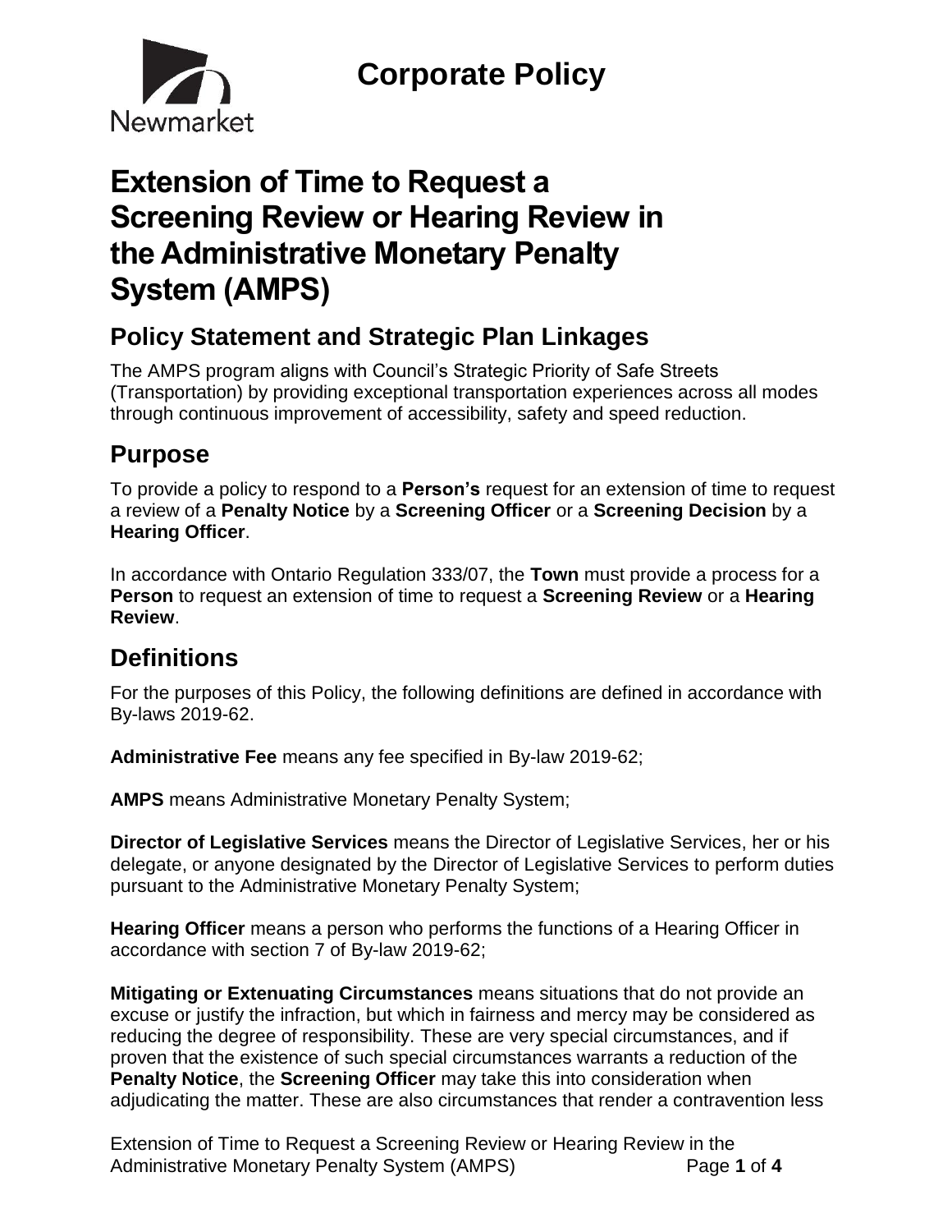# Corporate Policy

Newmarket

# Extension of Time to Request a Screening Review or Hearing Review in the Administrative Monetary Penalty System (AMPS)

## Policy Statement and Strategic Plan Linkages

The AMPS program aligns with Council's Strategic Priority of Safe Streets (Transportation) by providing exceptional transportation experiences across all modes through continuous improvement of accessibility, safety and speed reduction.

## Purpose

To provide a policy to respond to a **Person's** request for an extension of time to request a review of a **Penalty Notice** by a **Screening Officer** or a **Screening Decision** by a **Hearing Officer**.

In accordance with Ontario Regulation 333/07, the **Town** must provide a process for a **Person** to request an extension of time to request a **Screening Review** or a **Hearing Review**.

## Definitions

For the purposes of this Policy, the following definitions are defined in accordance with By-laws 2019-62.

**Administrative Fee** means any fee specified in By-law 2019-62;

**AMPS** means Administrative Monetary Penalty System;

**Director of Legislative Services** means the Director of Legislative Services, her or his delegate, or anyone designated by the Director of Legislative Services to perform duties pursuant to the Administrative Monetary Penalty System;

**Hearing Officer** means a person who performs the functions of a Hearing Officer in accordance with section 7 of By-law 2019-62;

**Mitigating or Extenuating Circumstances** means situations that do not provide an excuse or justify the infraction, but which in fairness and mercy may be considered as reducing the degree of responsibility. These are very special circumstances, and if proven that the existence of such special circumstances warrants a reduction of the **Penalty Notice**, the **Screening Officer** may take this into consideration when adjudicating the matter. These are also circumstances that render a contravention less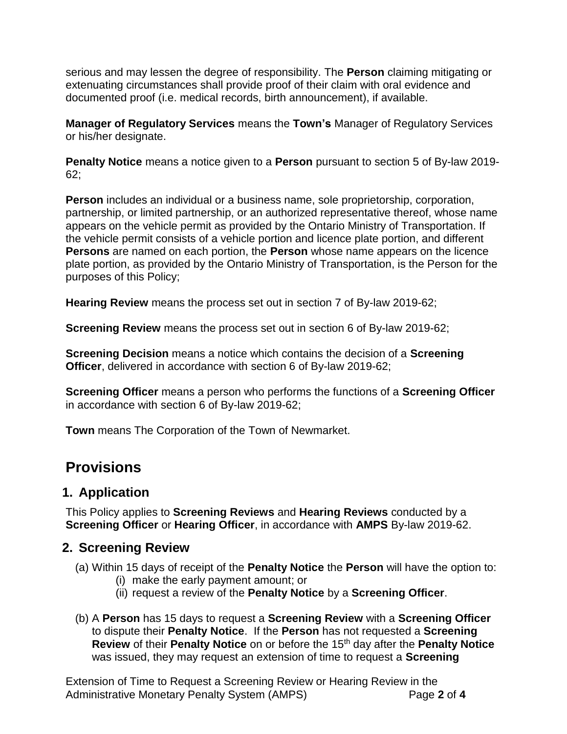serious and may lessen the degree of responsibility. The **Person** claiming mitigating or extenuating circumstances shall provide proof of their claim with oral evidence and documented proof (i.e. medical records, birth announcement), if available.

**Manager of Regulatory Services** means the **Town's** Manager of Regulatory Services or his/her designate.

**Penalty Notice** means a notice given to a **Person** pursuant to section 5 of By-law 2019-62;

**Person** includes an individual or a business name, sole proprietorship, corporation, partnership, or limited partnership, or an authorized representative thereof, whose name appears on the vehicle permit as provided by the Ontario Ministry of Transportation. If the vehicle permit consists of a vehicle portion and licence plate portion, and different **Persons** are named on each portion, the **Person** whose name appears on the licence plate portion, as provided by the Ontario Ministry of Transportation, is the Person for the purposes of this Policy;

**Hearing Review** means the process set out in section 7 of By-law 2019-62;

**Screening Review** means the process set out in section 6 of By-law 2019-62;

**Screening Decision** means a notice which contains the decision of a **Screening Officer**, delivered in accordance with section 6 of By-law 2019-62;

**Screening Officer** means a person who performs the functions of a **Screening Officer** in accordance with section 6 of By-law 2019-62;

**Town** means The Corporation of the Town of Newmarket.

# Provisions

## 1. Application

This Policy applies to **Screening Reviews** and **Hearing Reviews** conducted by a **Screening Officer** or **Hearing Officer**, in accordance with **AMPS** By-law 2019-62.

## 2. Screening Review

(a) Within 15 days of receipt of the **Penalty Notice** the **Person** will have the option to:

(i) make the early payment amount; or

(ii) request a review of the **Penalty Notice** by a **Screening Officer**.

(b) A **Person** has 15 days to request a **Screening Review** with a **Screening Officer** to dispute their **Penalty Notice**. If the **Person** has not requested a **Screening Review** of their **Penalty Notice** on or before the 15th day after the **Penalty Notice** was issued, they may request an extension of time to request a **Screening**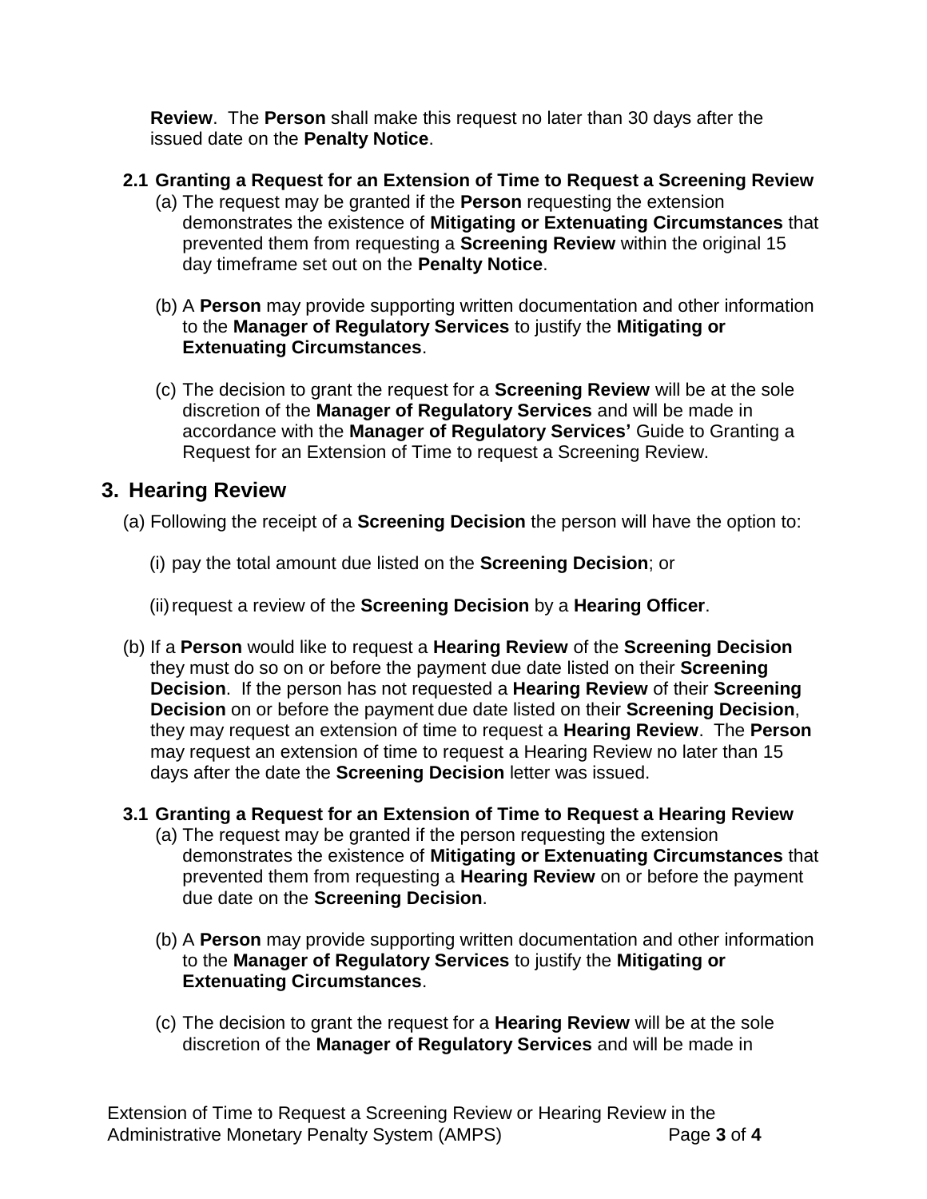**Review**. The **Person** shall make this request no later than 30 days after the issued date on the **Penalty Notice**.

### 2.1 Granting a Request for an Extension of Time to Request a Screening Review

(a) The request may be granted if the **Person** requesting the extension demonstrates the existence of **Mitigating or Extenuating Circumstances** that prevented them from requesting a **Screening Review** within the original 15 day timeframe set out on the **Penalty Notice**.

(b) A **Person** may provide supporting written documentation and other information to the **Manager of Regulatory Services** to justify the **Mitigating or Extenuating Circumstances**.

(c) The decision to grant the request for a **Screening Review** will be at the sole discretion of the **Manager of Regulatory Services** and will be made in accordance with the **Manager of Regulatory Services'** Guide to Granting a Request for an Extension of Time to request a Screening Review.

## 3. Hearing Review

(a) Following the receipt of a **Screening Decision** the person will have the option to:

(i) pay the total amount due listed on the **Screening Decision**; or

(ii) request a review of the **Screening Decision** by a **Hearing Officer**.

(b) If a **Person** would like to request a **Hearing Review** of the **Screening Decision** they must do so on or before the payment due date listed on their **Screening Decision**. If the person has not requested a **Hearing Review** of their **Screening Decision** on or before the payment due date listed on their **Screening Decision**, they may request an extension of time to request a **Hearing Review**. The **Person** may request an extension of time to request a Hearing Review no later than 15 days after the date the **Screening Decision** letter was issued.

### 3.1 Granting a Request for an Extension of Time to Request a Hearing Review

(a) The request may be granted if the person requesting the extension demonstrates the existence of **Mitigating or Extenuating Circumstances** that prevented them from requesting a **Hearing Review** on or before the payment due date on the **Screening Decision**.

(b) A **Person** may provide supporting written documentation and other information to the **Manager of Regulatory Services** to justify the **Mitigating or Extenuating Circumstances**.

(c) The decision to grant the request for a **Hearing Review** will be at the sole discretion of the **Manager of Regulatory Services** and will be made in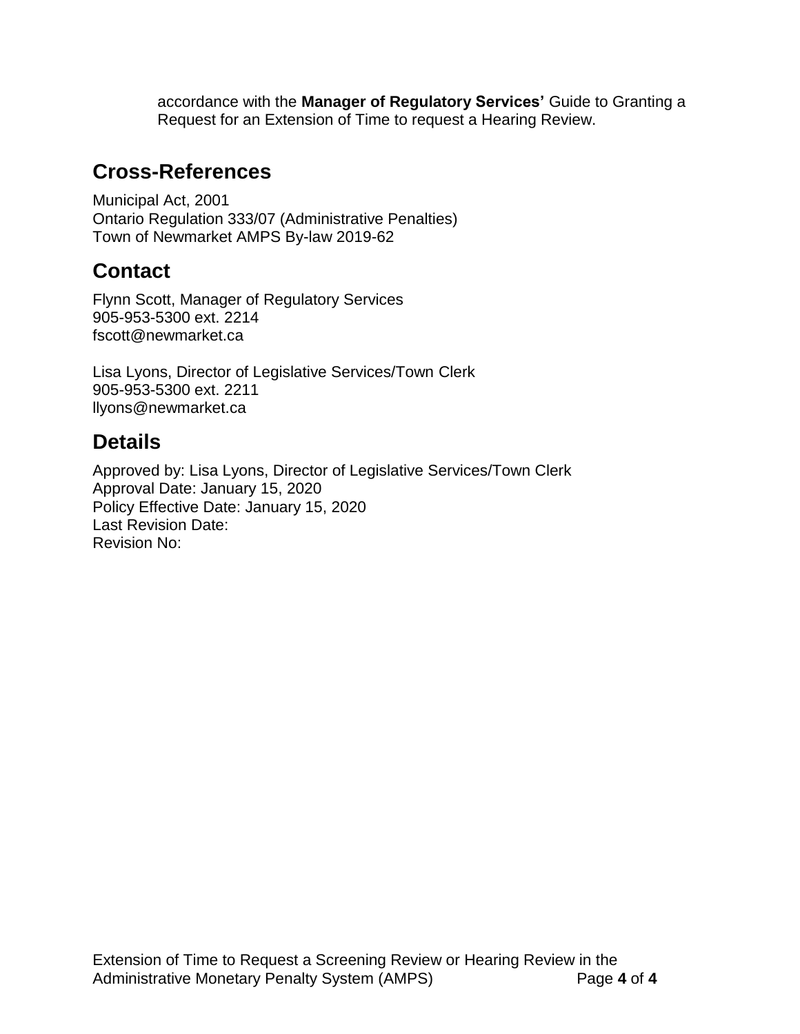accordance with the **Manager of Regulatory Services'** Guide to Granting a Request for an Extension of Time to request a Hearing Review.

## Cross-References

Municipal Act, 2001
Ontario Regulation 333/07 (Administrative Penalties)
Town of Newmarket AMPS By-law 2019-62

## Contact

Flynn Scott, Manager of Regulatory Services
905-953-5300 ext. 2214
fscott@newmarket.ca

Lisa Lyons, Director of Legislative Services/Town Clerk
905-953-5300 ext. 2211
llyons@newmarket.ca

## Details

Approved by: Lisa Lyons, Director of Legislative Services/Town Clerk
Approval Date: January 15, 2020
Policy Effective Date: January 15, 2020
Last Revision Date:
Revision No: